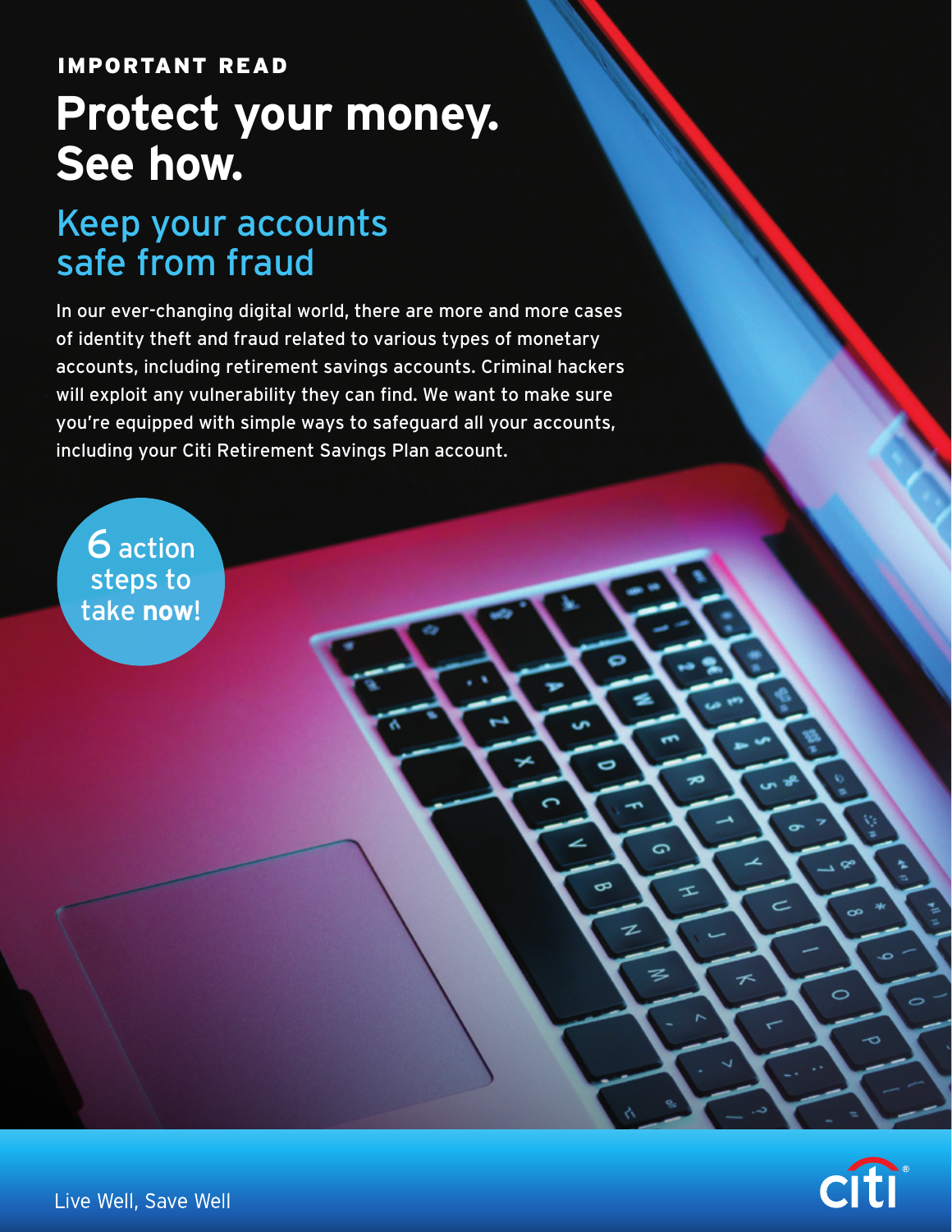IMPORTANT READ

# Protect your money. See how.

## Keep your accounts safe from fraud

In our ever-changing digital world, there are more and more cases of identity theft and fraud related to various types of monetary accounts, including retirement savings accounts. Criminal hackers will exploit any vulnerability they can find. We want to make sure you're equipped with simple ways to safeguard all your accounts, including your Citi Retirement Savings Plan account.

6 action steps to take **now**!

Live Well, Save Well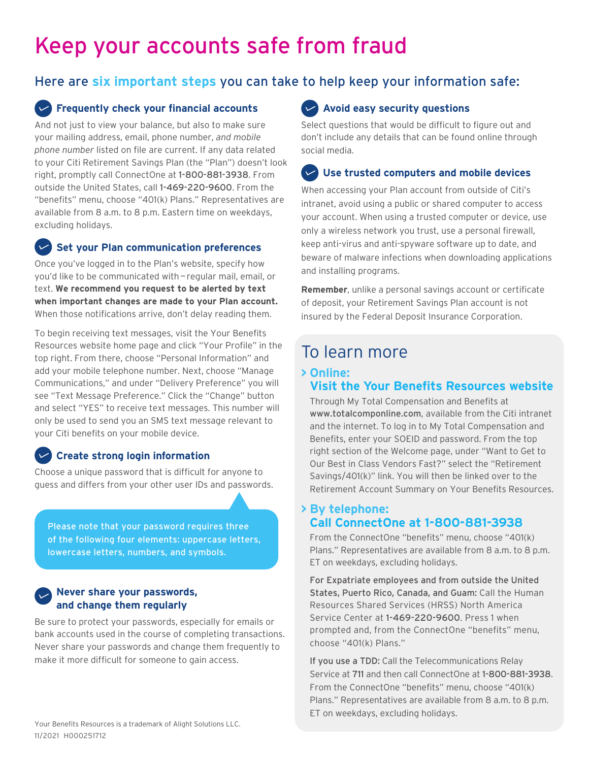# Keep your accounts safe from fraud

## Here are six important steps you can take to help keep your information safe:

### Frequently check your financial accounts

And not just to view your balance, but also to make sure your mailing address, email, phone number, *and mobile phone number* listed on file are current. If any data related to your Citi Retirement Savings Plan (the "Plan") doesn't look right, promptly call ConnectOne at 1-800-881-3938. From outside the United States, call 1-469-220-9600. From the "benefits" menu, choose "401(k) Plans." Representatives are available from 8 a.m. to 8 p.m. Eastern time on weekdays, excluding holidays.

### Set your Plan communication preferences

Once you've logged in to the Plan's website, specify how you'd like to be communicated with—regular mail, email, or text. **We recommend you request to be alerted by text when important changes are made to your Plan account.** When those notifications arrive, don't delay reading them.

To begin receiving text messages, visit the Your Benefits Resources website home page and click "Your Profile" in the top right. From there, choose "Personal Information" and add your mobile telephone number. Next, choose "Manage Communications," and under "Delivery Preference" you will see "Text Message Preference." Click the "Change" button and select "YES" to receive text messages. This number will only be used to send you an SMS text message relevant to your Citi benefits on your mobile device.

### Create strong login information

Choose a unique password that is difficult for anyone to guess and differs from your other user IDs and passwords.

Please note that your password requires three of the following four elements: uppercase letters, lowercase letters, numbers, and symbols.

### Never share your passwords, and change them regularly

Be sure to protect your passwords, especially for emails or bank accounts used in the course of completing transactions. Never share your passwords and change them frequently to make it more difficult for someone to gain access.

### Avoid easy security questions

Select questions that would be difficult to figure out and don't include any details that can be found online through social media.

### Use trusted computers and mobile devices

When accessing your Plan account from outside of Citi's intranet, avoid using a public or shared computer to access your account. When using a trusted computer or device, use only a wireless network you trust, use a personal firewall, keep anti-virus and anti-spyware software up to date, and beware of malware infections when downloading applications and installing programs.

**Remember**, unlike a personal savings account or certificate of deposit, your Retirement Savings Plan account is not insured by the Federal Deposit Insurance Corporation.

## To learn more

### > Online: Visit the Your Benefits Resources website

Through My Total Compensation and Benefits at www.totalcomponline.com, available from the Citi intranet and the internet. To log in to My Total Compensation and Benefits, enter your SOEID and password. From the top right section of the Welcome page, under "Want to Get to Our Best in Class Vendors Fast?" select the "Retirement Savings/401(k)" link. You will then be linked over to the Retirement Account Summary on Your Benefits Resources.

### > By telephone: Call ConnectOne at 1-800-881-3938

From the ConnectOne "benefits" menu, choose "401(k) Plans." Representatives are available from 8 a.m. to 8 p.m. ET on weekdays, excluding holidays.

**For Expatriate employees and from outside the United States, Puerto Rico, Canada, and Guam:** Call the Human Resources Shared Services (HRSS) North America Service Center at 1-469-220-9600. Press 1 when prompted and, from the ConnectOne "benefits" menu, choose "401(k) Plans."

**If you use a TDD:** Call the Telecommunications Relay Service at 711 and then call ConnectOne at 1-800-881-3938. From the ConnectOne "benefits" menu, choose "401(k) Plans." Representatives are available from 8 a.m. to 8 p.m. ET on weekdays, excluding holidays.

Your Benefits Resources is a trademark of Alight Solutions LLC.
11/2021 H000251712